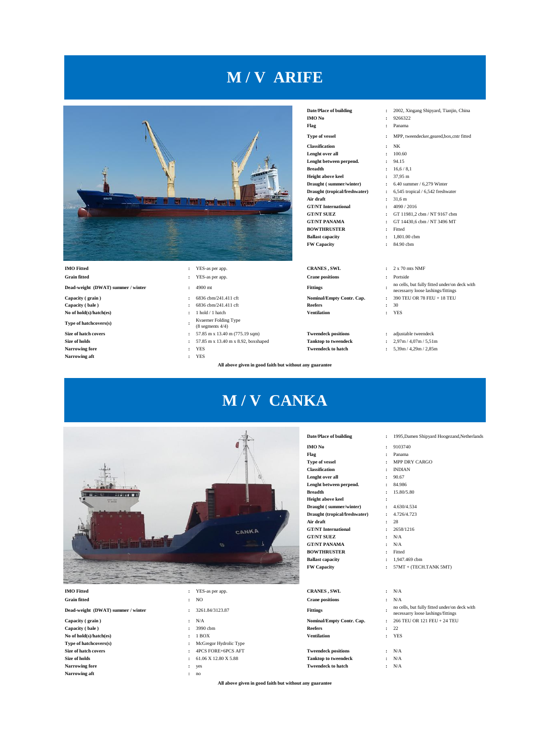# M / V ARIFE

| | | |
|---|---|---|
| **Date/Place of building** | : | 2002, Xingang Shipyard, Tianjin, China |
| **IMO No** | : | 9266322 |
| **Flag** | : | Panama |
| **Type of vessel** | : | MPP, tweendecker,geared,box,cntr fitted |
| **Classification** | : | NK |
| **Lenght over all** | : | 100.60 |
| **Lenght between perpend.** | : | 94.15 |
| **Breadth** | : | 16,6 / 8,1 |
| **Height above keel** | : | 37,95 m |
| **Draught ( summer/winter)** | : | 6.40 summer / 6,279 Winter |
| **Draught (tropical/freshwater)** | : | 6,545 tropical / 6,542 freshwater |
| **Air draft** | : | 31,6 m |
| **GT/NT International** | : | 4090 / 2016 |
| **GT/NT SUEZ** | : | GT 11981,2 cbm / NT 9167 cbm |
| **GT/NT PANAMA** | : | GT 14430,6 cbm / NT 3496 MT |
| **BOWTHRUSTER** | : | Fitted |
| **Ballast capacity** | : | 1,801.00 cbm |
| **FW Capacity** | : | 84.90 cbm |

| | | | | | |
|---|---|---|---|---|---|
| **IMO Fitted** | : | YES-as per app. | **CRANES , SWL** | : | 2 x 70 mts NMF |
| **Grain fitted** | : | YES-as per app. | **Crane positions** | : | Portside |
| **Dead-weight (DWAT) summer / winter** | : | 4900 mt | **Fittings** | : | no cells, but fully fitted under/on deck with necessarry loose lashings/fittings |
| **Capacity ( grain )** | : | 6836 cbm/241.411 cft | **Nominal/Empty Contr. Cap.** | : | 390 TEU OR 78 FEU + 18 TEU |
| **Capacity ( bale )** | : | 6836 cbm/241.411 cft | **Reefers** | : | 30 |
| **No of hold(s)/hatch(es)** | : | 1 hold / 1 hatch | **Ventilation** | : | YES |
| **Type of hatchcovers(s)** | : | Kvaerner Folding Type (8 segments 4/4) | | | |
| **Size of hatch covers** | : | 57.85 m x 13.40 m (775.19 sqm) | **Tweendeck positions** | : | adjustable tweendeck |
| **Size of holds** | : | 57.85 m x 13.40 m x 8.92, boxshaped | **Tanktop to tweendeck** | : | 2,97m / 4,07m / 5,51m |
| **Narrowing fore** | : | YES | **Tweendeck to hatch** | : | 5,39m / 4,29m / 2,85m |
| **Narrowing aft** | : | YES | | | |

**All above given in good faith but without any guarantee**

# M / V CANKA

| | | |
|---|---|---|
| **Date/Place of building** | : | 1995,Damen Shipyard Hoogezand,Netherlands |
| **IMO No** | : | 9103740 |
| **Flag** | : | Panama |
| **Type of vessel** | : | MPP DRY CARGO |
| **Classification** | : | INDIAN |
| **Lenght over all** | : | 90.67 |
| **Lenght between perpend.** | : | 84.986 |
| **Breadth** | : | 15.80/5.80 |
| **Height above keel** | : | |
| **Draught ( summer/winter)** | : | 4.630/4.534 |
| **Draught (tropical/freshwater)** | : | 4.726/4.723 |
| **Air draft** | : | 28 |
| **GT/NT International** | : | 2658/1216 |
| **GT/NT SUEZ** | : | N/A |
| **GT/NT PANAMA** | : | N/A |
| **BOWTHRUSTER** | : | Fitted |
| **Ballast capacity** | : | 1,947.469 cbm |
| **FW Capacity** | : | 57MT + (TECH.TANK 5MT) |

| | | | | | |
|---|---|---|---|---|---|
| **IMO Fitted** | : | YES-as per app. | **CRANES , SWL** | : | N/A |
| **Grain fitted** | : | NO | **Crane positions** | : | N/A |
| **Dead-weight (DWAT) summer / winter** | : | 3261.84/3123.87 | **Fittings** | : | no cells, but fully fitted under/on deck with necessarry loose lashings/fittings |
| **Capacity ( grain )** | : | N/A | **Nominal/Empty Contr. Cap.** | : | 266 TEU OR 121 FEU + 24 TEU |
| **Capacity ( bale )** | : | 3990 cbm | **Reefers** | : | 22 |
| **No of hold(s)/hatch(es)** | : | 1 BOX | **Ventilation** | : | YES |
| **Type of hatchcovers(s)** | : | McGregor Hydrolic Type | | | |
| **Size of hatch covers** | : | 4PCS FORE+6PCS AFT | **Tweendeck positions** | : | N/A |
| **Size of holds** | : | 61.06 X 12.80 X 5.88 | **Tanktop to tweendeck** | : | N/A |
| **Narrowing fore** | : | yes | **Tweendeck to hatch** | : | N/A |
| **Narrowing aft** | : | no | | | |

**All above given in good faith but without any guarantee**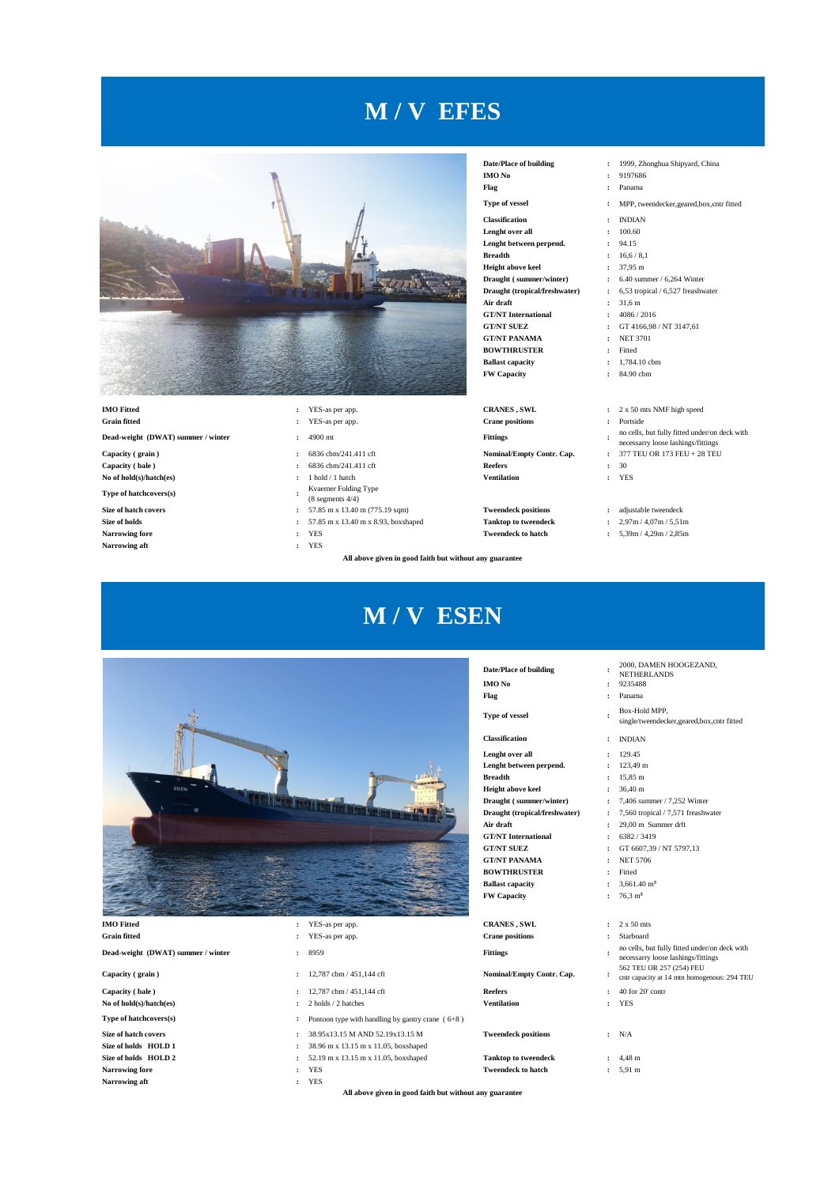# M / V EFES

| | | | |
|---|---|---|---|
| **Date/Place of building** | 1999, Zhonghua Shipyard, China | | |
| **IMO No** | 9197686 | | |
| **Flag** | Panama | | |
| **Type of vessel** | MPP, tweendecker,geared,box,cntr fitted | | |
| **Classification** | INDIAN | | |
| **Lenght over all** | 100.60 | | |
| **Lenght between perpend.** | 94.15 | | |
| **Breadth** | 16,6 / 8,1 | | |
| **Height above keel** | 37,95 m | | |
| **Draught ( summer/winter)** | 6.40 summer / 6,264 Winter | | |
| **Draught (tropical/freshwater)** | 6,53 tropical / 6,527 freashwater | | |
| **Air draft** | 31,6 m | | |
| **GT/NT International** | 4086 / 2016 | | |
| **GT/NT SUEZ** | GT 4166,98 / NT 3147,61 | | |
| **GT/NT PANAMA** | NET 3701 | | |
| **BOWTHRUSTER** | Fitted | | |
| **Ballast capacity** | 1,784.10 cbm | | |
| **FW Capacity** | 84.90 cbm | | |

| | | | |
|---|---|---|---|
| **IMO Fitted** | YES-as per app. | **CRANES , SWL** | 2 x 50 mts NMF high speed |
| **Grain fitted** | YES-as per app. | **Crane positions** | Portside |
| **Dead-weight (DWAT) summer / winter** | 4900 mt | **Fittings** | no cells, but fully fitted under/on deck with necessarry loose lashings/fittings |
| **Capacity ( grain )** | 6836 cbm/241.411 cft | **Nominal/Empty Contr. Cap.** | 377 TEU OR 173 FEU + 28 TEU |
| **Capacity ( bale )** | 6836 cbm/241.411 cft | **Reefers** | 30 |
| **No of hold(s)/hatch(es)** | 1 hold / 1 hatch | **Ventilation** | YES |
| **Type of hatchcovers(s)** | Kvaerner Folding Type (8 segments 4/4) | | |
| **Size of hatch covers** | 57.85 m x 13.40 m (775.19 sqm) | **Tweendeck positions** | adjustable tweendeck |
| **Size of holds** | 57.85 m x 13.40 m x 8.93, boxshaped | **Tanktop to tweendeck** | 2,97m / 4,07m / 5,51m |
| **Narrowing fore** | YES | **Tweendeck to hatch** | 5,39m / 4,29m / 2,85m |
| **Narrowing aft** | YES | | |

**All above given in good faith but without any guarantee**

# M / V ESEN

| | | | |
|---|---|---|---|
| **Date/Place of building** | 2000, DAMEN HOOGEZAND, NETHERLANDS | | |
| **IMO No** | 9235488 | | |
| **Flag** | Panama | | |
| **Type of vessel** | Box-Hold MPP, single/tweendecker,geared,box,cntr fitted | | |
| **Classification** | INDIAN | | |
| **Lenght over all** | 129.45 | | |
| **Lenght between perpend.** | 123,49 m | | |
| **Breadth** | 15,85 m | | |
| **Height above keel** | 36,40 m | | |
| **Draught ( summer/winter)** | 7,406 summer / 7,252 Winter | | |
| **Draught (tropical/freshwater)** | 7,560 tropical / 7,571 freashwater | | |
| **Air draft** | 29,00 m Summer drft | | |
| **GT/NT International** | 6382 / 3419 | | |
| **GT/NT SUEZ** | GT 6607,39 / NT 5797,13 | | |
| **GT/NT PANAMA** | NET 5706 | | |
| **BOWTHRUSTER** | Fitted | | |
| **Ballast capacity** | 3,661.40 m³ | | |
| **FW Capacity** | 76,3 m³ | | |

| | | | |
|---|---|---|---|
| **IMO Fitted** | YES-as per app. | **CRANES , SWL** | 2 x 50 mts |
| **Grain fitted** | YES-as per app. | **Crane positions** | Starboard |
| **Dead-weight (DWAT) summer / winter** | 8959 | **Fittings** | no cells, but fully fitted under/on deck with necessarry loose lashings/fittings |
| **Capacity ( grain )** | 12,787 cbm / 451,144 cft | **Nominal/Empty Contr. Cap.** | 562 TEU OR 257 (254) FEU cntr capacity at 14 mtn homogenous: 294 TEU |
| **Capacity ( bale )** | 12,787 cbm / 451,144 cft | **Reefers** | 40 for 20' contr |
| **No of hold(s)/hatch(es)** | 2 holds / 2 hatches | **Ventilation** | YES |
| **Type of hatchcovers(s)** | Pontoon type with handling by gantry crane ( 6+8 ) | | |
| **Size of hatch covers** | 38.95x13.15 M AND 52.19x13.15 M | **Tweendeck positions** | N/A |
| **Size of holds HOLD 1** | 38.96 m x 13.15 m x 11.05, boxshaped | | |
| **Size of holds HOLD 2** | 52.19 m x 13.15 m x 11.05, boxshaped | **Tanktop to tweendeck** | 4,48 m |
| **Narrowing fore** | YES | **Tweendeck to hatch** | 5,91 m |
| **Narrowing aft** | YES | | |

**All above given in good faith but without any guarantee**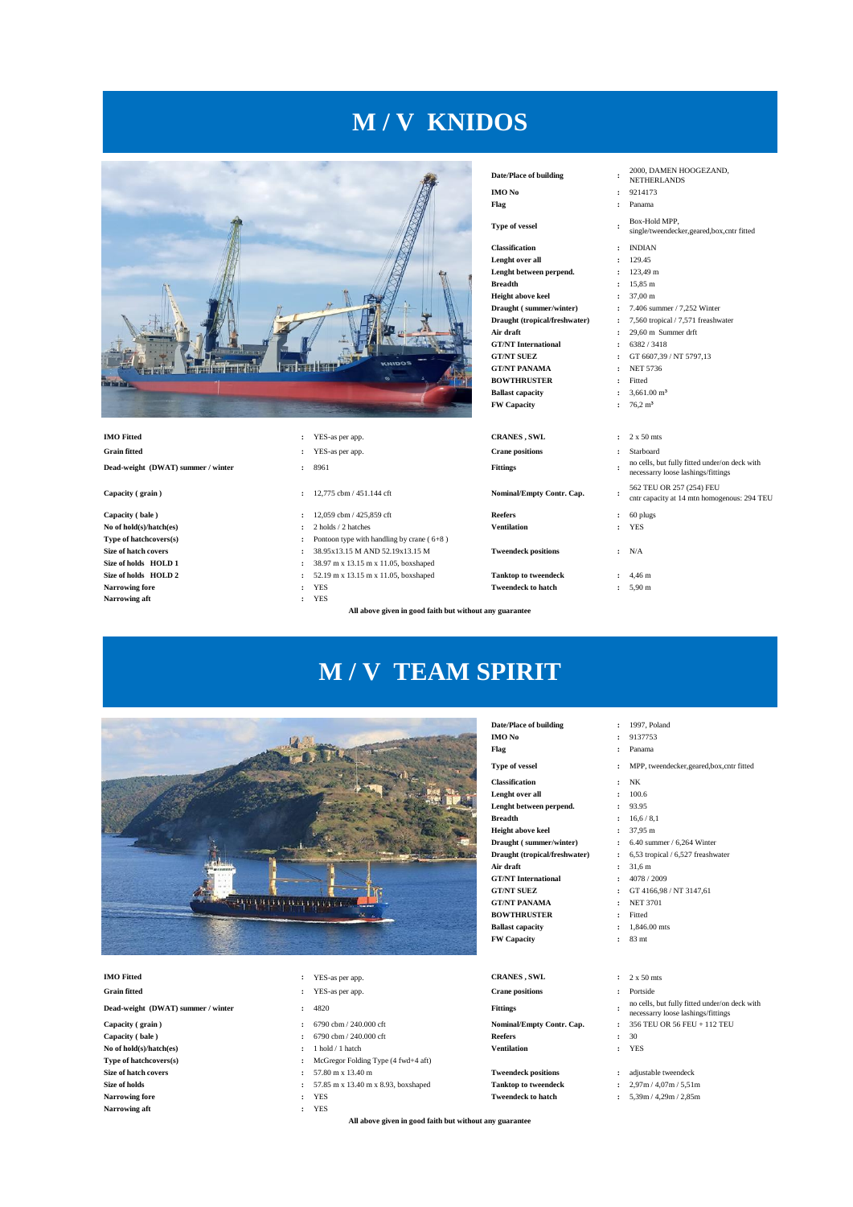# M / V KNIDOS

| | | |
|---|---|---|
| **Date/Place of building** | : | 2000, DAMEN HOOGEZAND, NETHERLANDS |
| **IMO No** | : | 9214173 |
| **Flag** | : | Panama |
| **Type of vessel** | : | Box-Hold MPP, single/tweendecker,geared,box,cntr fitted |
| **Classification** | : | INDIAN |
| **Lenght over all** | : | 129.45 |
| **Lenght between perpend.** | : | 123,49 m |
| **Breadth** | : | 15,85 m |
| **Height above keel** | : | 37,00 m |
| **Draught ( summer/winter)** | : | 7.406 summer / 7,252 Winter |
| **Draught (tropical/freshwater)** | : | 7,560 tropical / 7,571 freashwater |
| **Air draft** | : | 29,60 m Summer drft |
| **GT/NT International** | : | 6382 / 3418 |
| **GT/NT SUEZ** | : | GT 6607,39 / NT 5797,13 |
| **GT/NT PANAMA** | : | NET 5736 |
| **BOWTHRUSTER** | : | Fitted |
| **Ballast capacity** | : | 3,661.00 m³ |
| **FW Capacity** | : | 76,2 m³ |

| | | | | | |
|---|---|---|---|---|---|
| **IMO Fitted** | : | YES-as per app. | **CRANES , SWL** | : | 2 x 50 mts |
| **Grain fitted** | : | YES-as per app. | **Crane positions** | : | Starboard |
| **Dead-weight (DWAT) summer / winter** | : | 8961 | **Fittings** | : | no cells, but fully fitted under/on deck with necessarry loose lashings/fittings |
| **Capacity ( grain )** | : | 12,775 cbm / 451.144 cft | **Nominal/Empty Contr. Cap.** | : | 562 TEU OR 257 (254) FEU cntr capacity at 14 mtn homogenous: 294 TEU |
| **Capacity ( bale )** | : | 12,059 cbm / 425,859 cft | **Reefers** | : | 60 plugs |
| **No of hold(s)/hatch(es)** | : | 2 holds / 2 hatches | **Ventilation** | : | YES |
| **Type of hatchcovers(s)** | : | Pontoon type with handling by crane ( 6+8 ) | | | |
| **Size of hatch covers** | : | 38.95x13.15 M AND 52.19x13.15 M | **Tweendeck positions** | : | N/A |
| **Size of holds HOLD 1** | : | 38.97 m x 13.15 m x 11.05, boxshaped | | | |
| **Size of holds HOLD 2** | : | 52.19 m x 13.15 m x 11.05, boxshaped | **Tanktop to tweendeck** | : | 4,46 m |
| **Narrowing fore** | : | YES | **Tweendeck to hatch** | : | 5,90 m |
| **Narrowing aft** | : | YES | | | |

**All above given in good faith but without any guarantee**

# M / V TEAM SPIRIT

| | | |
|---|---|---|
| **Date/Place of building** | : | 1997, Poland |
| **IMO No** | : | 9137753 |
| **Flag** | : | Panama |
| **Type of vessel** | : | MPP, tweendecker,geared,box,cntr fitted |
| **Classification** | : | NK |
| **Lenght over all** | : | 100.6 |
| **Lenght between perpend.** | : | 93.95 |
| **Breadth** | : | 16,6 / 8,1 |
| **Height above keel** | : | 37,95 m |
| **Draught ( summer/winter)** | : | 6.40 summer / 6,264 Winter |
| **Draught (tropical/freshwater)** | : | 6,53 tropical / 6,527 freashwater |
| **Air draft** | : | 31,6 m |
| **GT/NT International** | : | 4078 / 2009 |
| **GT/NT SUEZ** | : | GT 4166,98 / NT 3147,61 |
| **GT/NT PANAMA** | : | NET 3701 |
| **BOWTHRUSTER** | : | Fitted |
| **Ballast capacity** | : | 1,846.00 mts |
| **FW Capacity** | : | 83 mt |

| | | | | | |
|---|---|---|---|---|---|
| **IMO Fitted** | : | YES-as per app. | **CRANES , SWL** | : | 2 x 50 mts |
| **Grain fitted** | : | YES-as per app. | **Crane positions** | : | Portside |
| **Dead-weight (DWAT) summer / winter** | : | 4820 | **Fittings** | : | no cells, but fully fitted under/on deck with necessarry loose lashings/fittings |
| **Capacity ( grain )** | : | 6790 cbm / 240.000 cft | **Nominal/Empty Contr. Cap.** | : | 356 TEU OR 56 FEU + 112 TEU |
| **Capacity ( bale )** | : | 6790 cbm / 240.000 cft | **Reefers** | : | 30 |
| **No of hold(s)/hatch(es)** | : | 1 hold / 1 hatch | **Ventilation** | : | YES |
| **Type of hatchcovers(s)** | : | McGregor Folding Type (4 fwd+4 aft) | | | |
| **Size of hatch covers** | : | 57.80 m x 13.40 m | **Tweendeck positions** | : | adjustable tweendeck |
| **Size of holds** | : | 57.85 m x 13.40 m x 8.93, boxshaped | **Tanktop to tweendeck** | : | 2,97m / 4,07m / 5,51m |
| **Narrowing fore** | : | YES | **Tweendeck to hatch** | : | 5,39m / 4,29m / 2,85m |
| **Narrowing aft** | : | YES | | | |

**All above given in good faith but without any guarantee**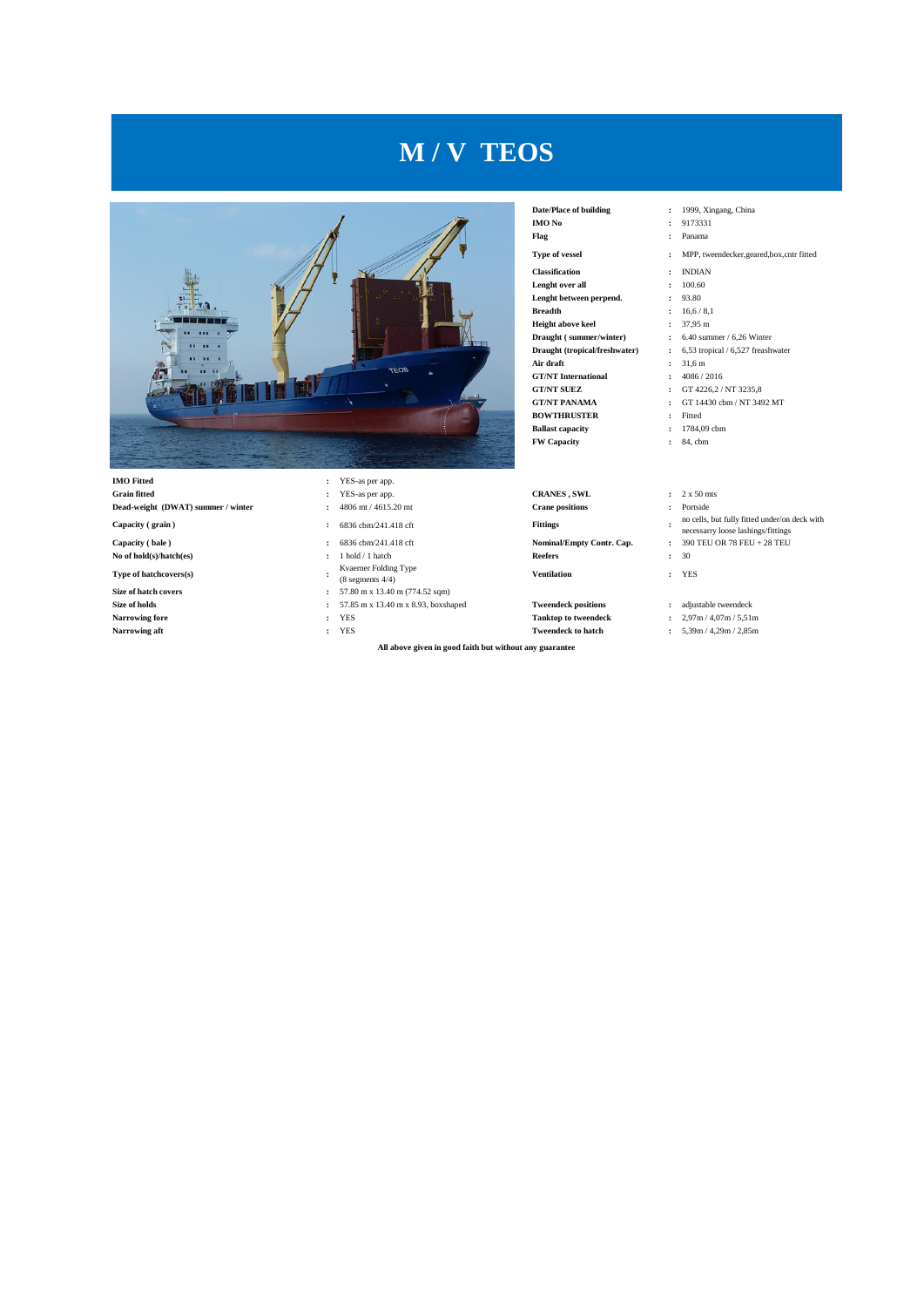# M / V TEOS

| | |
|---|---|
| **Date/Place of building** | 1999, Xingang, China |
| **IMO No** | 9173331 |
| **Flag** | Panama |
| **Type of vessel** | MPP, tweendecker,geared,box,cntr fitted |
| **Classification** | INDIAN |
| **Lenght over all** | 100.60 |
| **Lenght between perpend.** | 93.80 |
| **Breadth** | 16,6 / 8,1 |
| **Height above keel** | 37,95 m |
| **Draught ( summer/winter)** | 6.40 summer / 6,26 Winter |
| **Draught (tropical/freshwater)** | 6,53 tropical / 6,527 freashwater |
| **Air draft** | 31,6 m |
| **GT/NT International** | 4086 / 2016 |
| **GT/NT SUEZ** | GT 4226,2 / NT 3235,8 |
| **GT/NT PANAMA** | GT 14430 cbm / NT 3492 MT |
| **BOWTHRUSTER** | Fitted |
| **Ballast capacity** | 1784,09 cbm |
| **FW Capacity** | 84, cbm |

| | |
|---|---|
| **IMO Fitted** | YES-as per app. |
| **Grain fitted** | YES-as per app. |
| **Dead-weight (DWAT) summer / winter** | 4806 mt / 4615.20 mt |
| **Capacity ( grain )** | 6836 cbm/241.418 cft |
| **Capacity ( bale )** | 6836 cbm/241.418 cft |
| **No of hold(s)/hatch(es)** | 1 hold / 1 hatch |
| **Type of hatchcovers(s)** | Kvaerner Folding Type (8 segments 4/4) |
| **Size of hatch covers** | 57.80 m x 13.40 m (774.52 sqm) |
| **Size of holds** | 57.85 m x 13.40 m x 8.93, boxshaped |
| **Narrowing fore** | YES |
| **Narrowing aft** | YES |

| | |
|---|---|
| **CRANES , SWL** | 2 x 50 mts |
| **Crane positions** | Portside |
| **Fittings** | no cells, but fully fitted under/on deck with necessarry loose lashings/fittings |
| **Nominal/Empty Contr. Cap.** | 390 TEU OR 78 FEU + 28 TEU |
| **Reefers** | 30 |
| **Ventilation** | YES |
| **Tweendeck positions** | adjustable tweendeck |
| **Tanktop to tweendeck** | 2,97m / 4,07m / 5,51m |
| **Tweendeck to hatch** | 5,39m / 4,29m / 2,85m |

**All above given in good faith but without any guarantee**